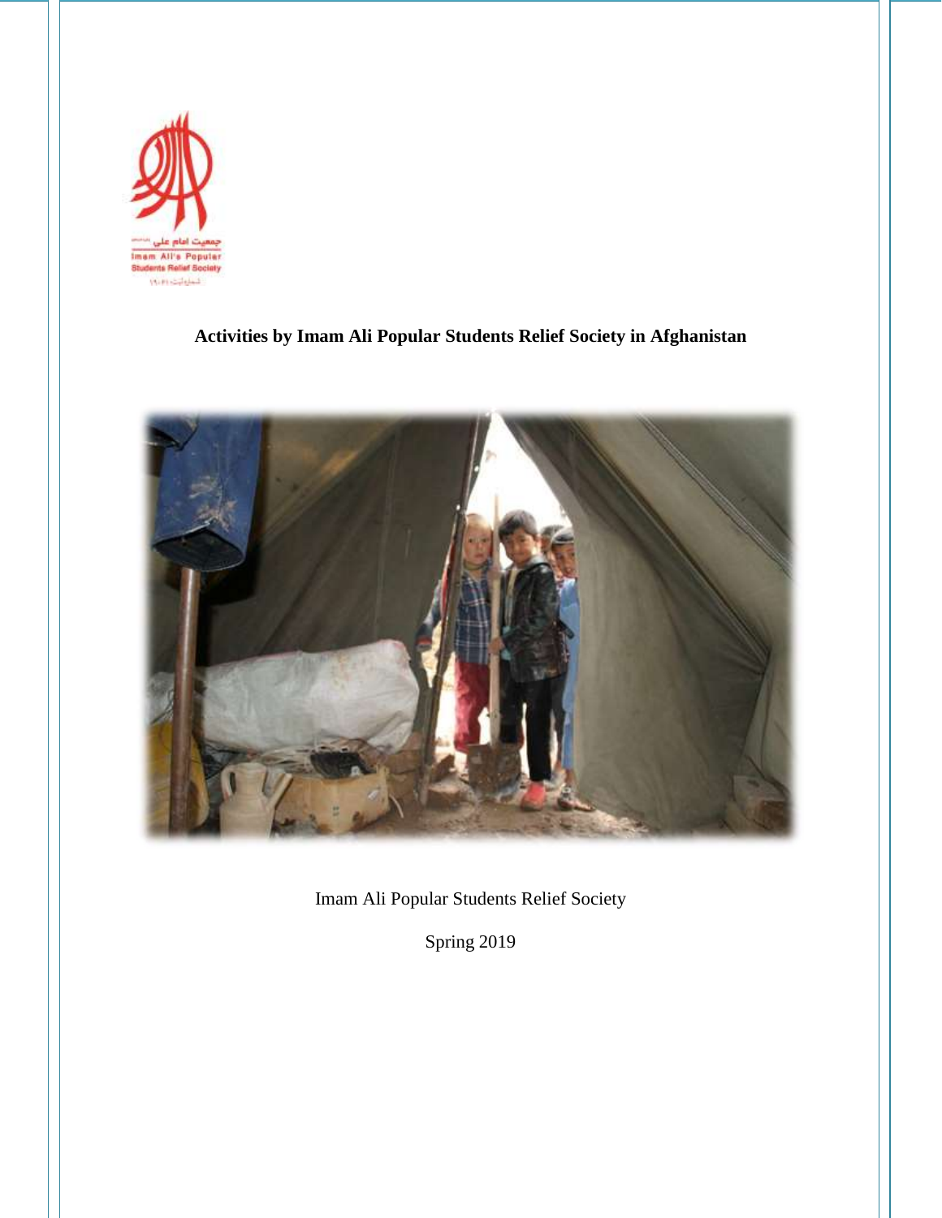# Activities by Imam Ali Popular Students Relief Society in Afghanistan

Imam Ali Popular Students Relief Society

Spring 2019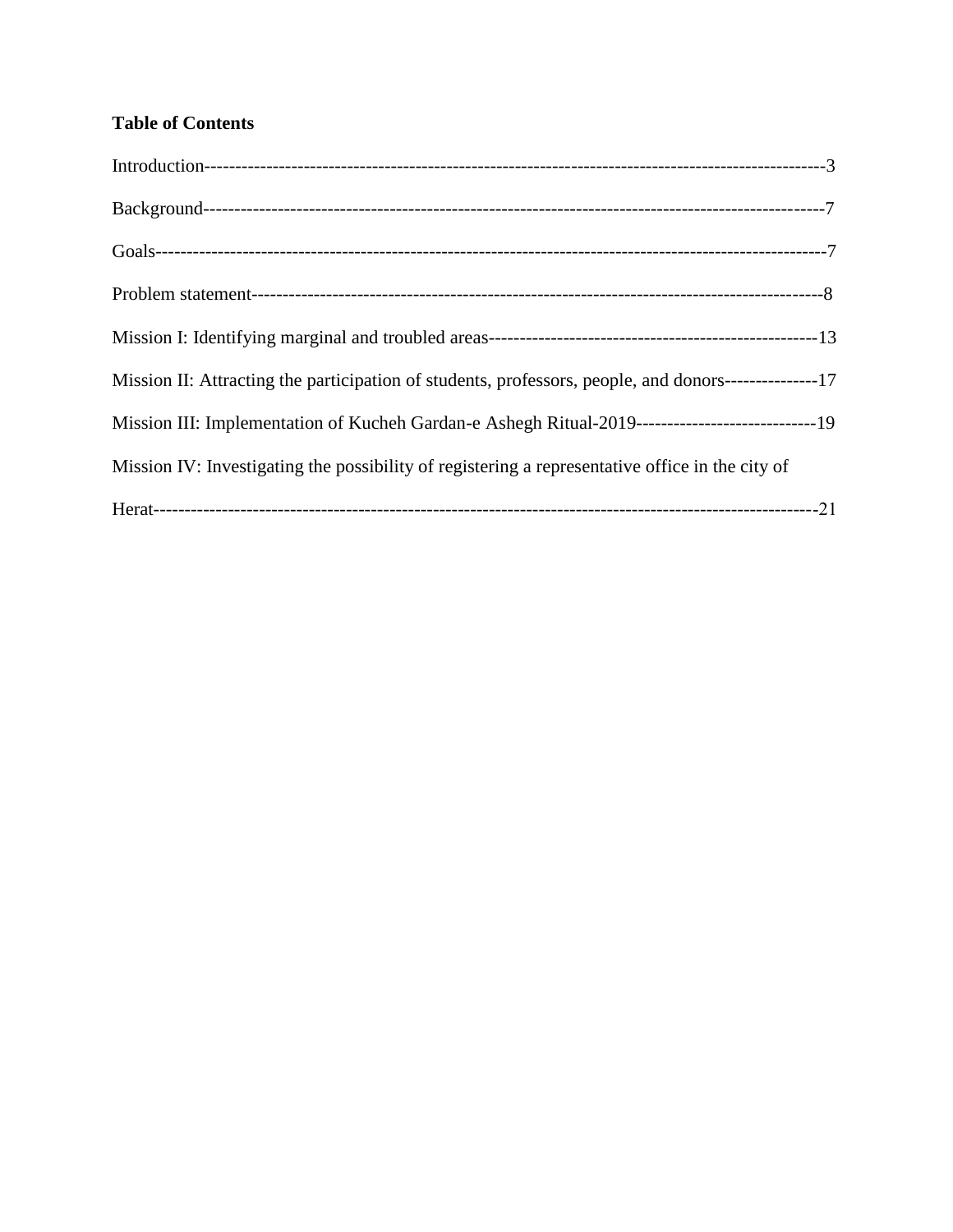**Table of Contents**

Introduction------------------------------------------------------------------------------------------------------3

Background-------------------------------------------------------------------------------------------------------7

Goals----------------------------------------------------------------------------------------------------------------7

Problem statement------------------------------------------------------------------------------------------------8

Mission I: Identifying marginal and troubled areas-----------------------------------------------------13

Mission II: Attracting the participation of students, professors, people, and donors---------------17

Mission III: Implementation of Kucheh Gardan-e Ashegh Ritual-2019-----------------------------19

Mission IV: Investigating the possibility of registering a representative office in the city of Herat----------------------------------------------------------------------------------------------------------21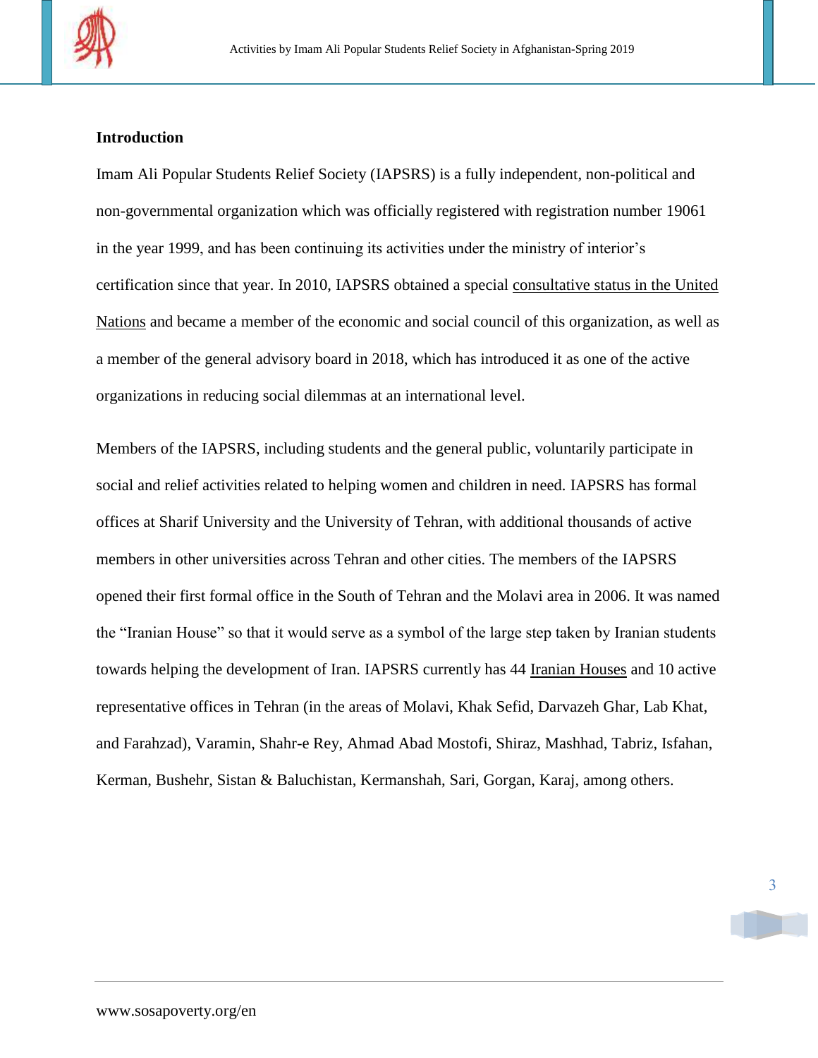## Introduction

Imam Ali Popular Students Relief Society (IAPSRS) is a fully independent, non-political and non-governmental organization which was officially registered with registration number 19061 in the year 1999, and has been continuing its activities under the ministry of interior's certification since that year. In 2010, IAPSRS obtained a special consultative status in the United Nations and became a member of the economic and social council of this organization, as well as a member of the general advisory board in 2018, which has introduced it as one of the active organizations in reducing social dilemmas at an international level.

Members of the IAPSRS, including students and the general public, voluntarily participate in social and relief activities related to helping women and children in need. IAPSRS has formal offices at Sharif University and the University of Tehran, with additional thousands of active members in other universities across Tehran and other cities. The members of the IAPSRS opened their first formal office in the South of Tehran and the Molavi area in 2006. It was named the "Iranian House" so that it would serve as a symbol of the large step taken by Iranian students towards helping the development of Iran. IAPSRS currently has 44 Iranian Houses and 10 active representative offices in Tehran (in the areas of Molavi, Khak Sefid, Darvazeh Ghar, Lab Khat, and Farahzad), Varamin, Shahr-e Rey, Ahmad Abad Mostofi, Shiraz, Mashhad, Tabriz, Isfahan, Kerman, Bushehr, Sistan & Baluchistan, Kermanshah, Sari, Gorgan, Karaj, among others.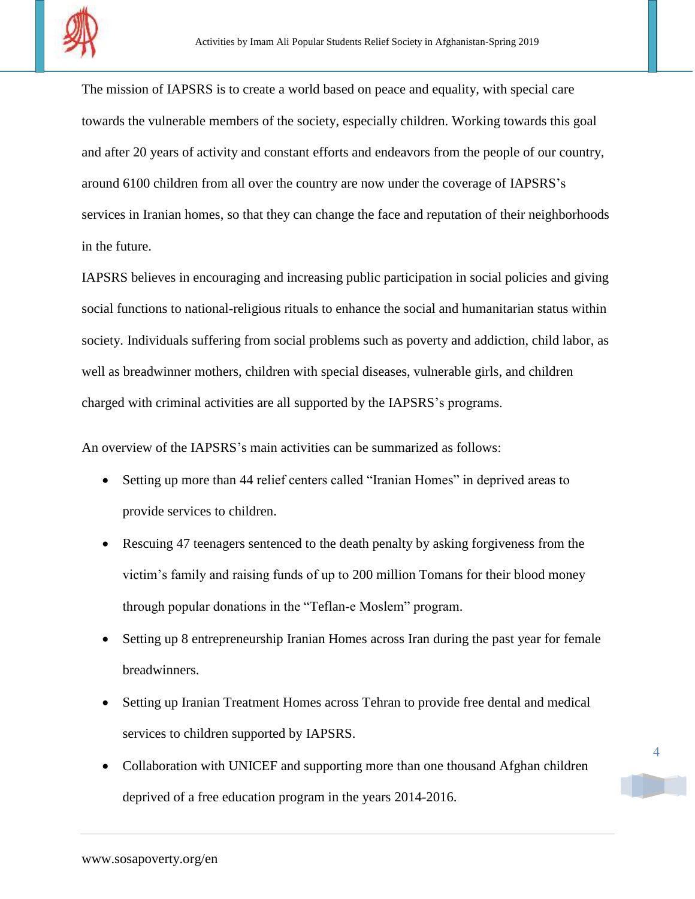The mission of IAPSRS is to create a world based on peace and equality, with special care towards the vulnerable members of the society, especially children. Working towards this goal and after 20 years of activity and constant efforts and endeavors from the people of our country, around 6100 children from all over the country are now under the coverage of IAPSRS's services in Iranian homes, so that they can change the face and reputation of their neighborhoods in the future.

IAPSRS believes in encouraging and increasing public participation in social policies and giving social functions to national-religious rituals to enhance the social and humanitarian status within society. Individuals suffering from social problems such as poverty and addiction, child labor, as well as breadwinner mothers, children with special diseases, vulnerable girls, and children charged with criminal activities are all supported by the IAPSRS's programs.

An overview of the IAPSRS's main activities can be summarized as follows:

- Setting up more than 44 relief centers called "Iranian Homes" in deprived areas to provide services to children.
- Rescuing 47 teenagers sentenced to the death penalty by asking forgiveness from the victim's family and raising funds of up to 200 million Tomans for their blood money through popular donations in the "Teflan-e Moslem" program.
- Setting up 8 entrepreneurship Iranian Homes across Iran during the past year for female breadwinners.
- Setting up Iranian Treatment Homes across Tehran to provide free dental and medical services to children supported by IAPSRS.
- Collaboration with UNICEF and supporting more than one thousand Afghan children deprived of a free education program in the years 2014-2016.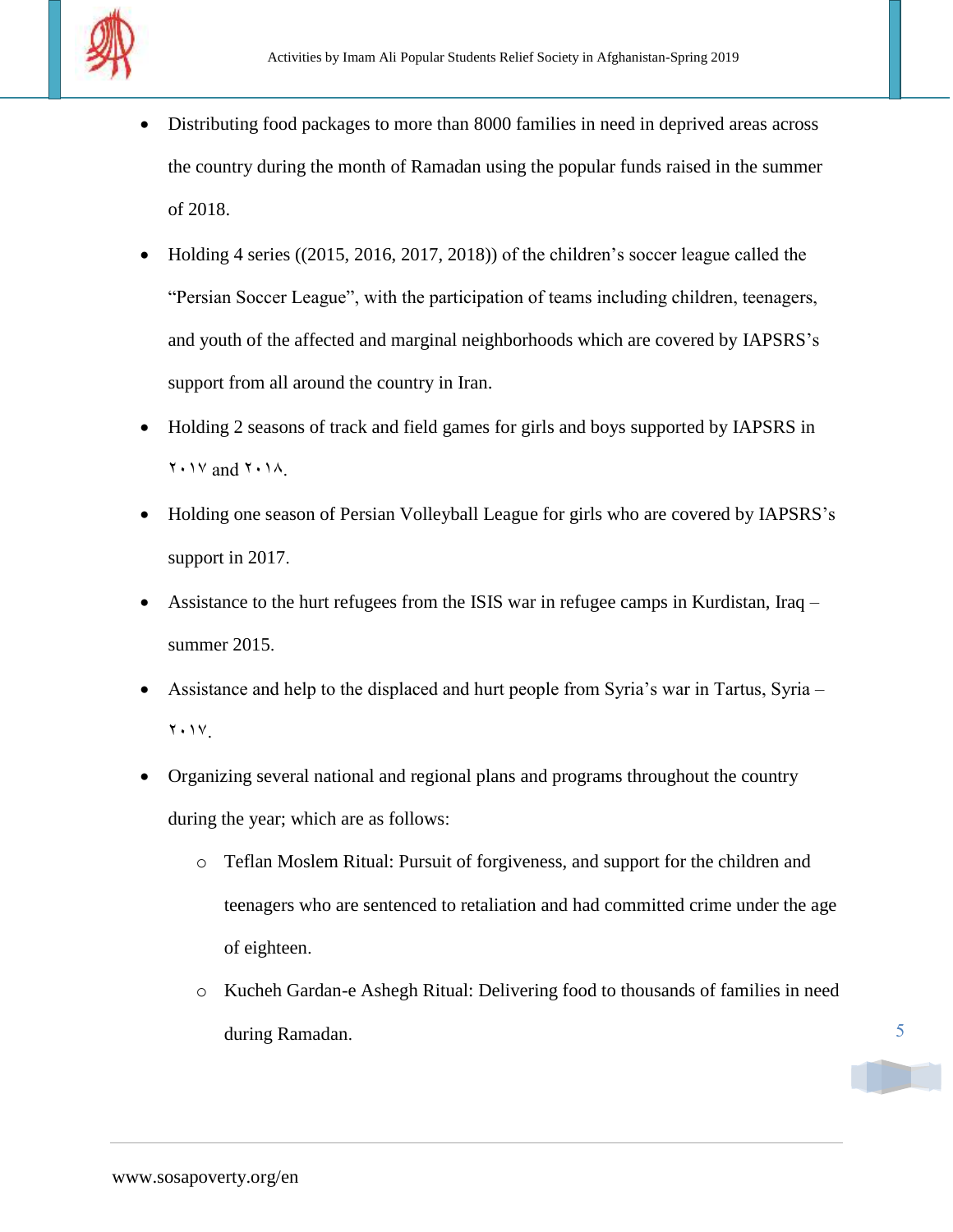- Distributing food packages to more than 8000 families in need in deprived areas across the country during the month of Ramadan using the popular funds raised in the summer of 2018.
- Holding 4 series ((2015, 2016, 2017, 2018)) of the children's soccer league called the "Persian Soccer League", with the participation of teams including children, teenagers, and youth of the affected and marginal neighborhoods which are covered by IAPSRS's support from all around the country in Iran.
- Holding 2 seasons of track and field games for girls and boys supported by IAPSRS in ۲۰۱۷ and ۲۰۱۸.
- Holding one season of Persian Volleyball League for girls who are covered by IAPSRS's support in 2017.
- Assistance to the hurt refugees from the ISIS war in refugee camps in Kurdistan, Iraq – summer 2015.
- Assistance and help to the displaced and hurt people from Syria's war in Tartus, Syria – ۲۰۱۷.
- Organizing several national and regional plans and programs throughout the country during the year; which are as follows:
  - Teflan Moslem Ritual: Pursuit of forgiveness, and support for the children and teenagers who are sentenced to retaliation and had committed crime under the age of eighteen.
  - Kucheh Gardan-e Ashegh Ritual: Delivering food to thousands of families in need during Ramadan.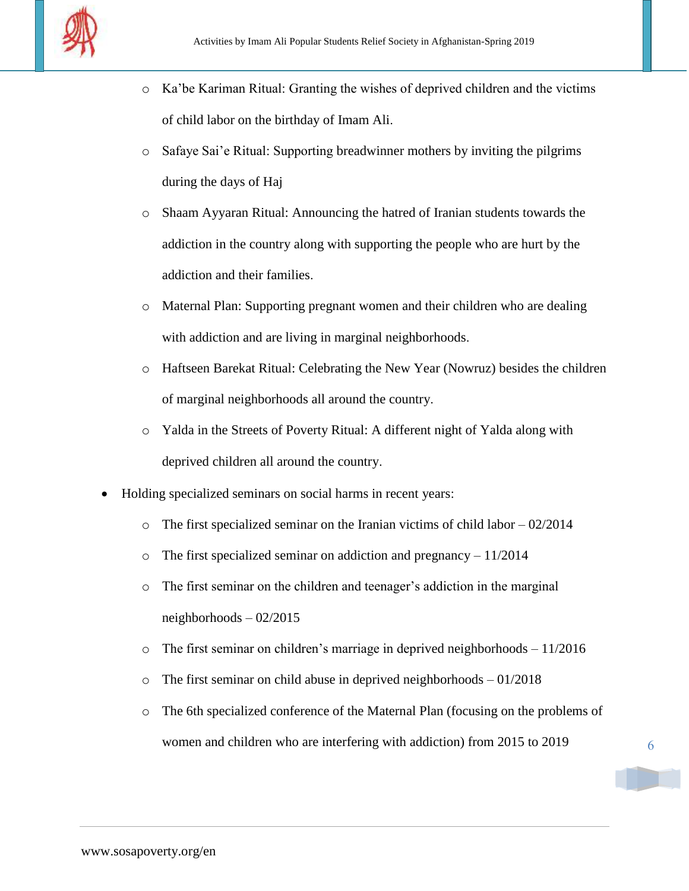- Ka'be Kariman Ritual: Granting the wishes of deprived children and the victims of child labor on the birthday of Imam Ali.
    - Safaye Sai'e Ritual: Supporting breadwinner mothers by inviting the pilgrims during the days of Haj
    - Shaam Ayyaran Ritual: Announcing the hatred of Iranian students towards the addiction in the country along with supporting the people who are hurt by the addiction and their families.
    - Maternal Plan: Supporting pregnant women and their children who are dealing with addiction and are living in marginal neighborhoods.
    - Haftseen Barekat Ritual: Celebrating the New Year (Nowruz) besides the children of marginal neighborhoods all around the country.
    - Yalda in the Streets of Poverty Ritual: A different night of Yalda along with deprived children all around the country.
- Holding specialized seminars on social harms in recent years:
    - The first specialized seminar on the Iranian victims of child labor – 02/2014
    - The first specialized seminar on addiction and pregnancy – 11/2014
    - The first seminar on the children and teenager's addiction in the marginal neighborhoods – 02/2015
    - The first seminar on children's marriage in deprived neighborhoods – 11/2016
    - The first seminar on child abuse in deprived neighborhoods – 01/2018
    - The 6th specialized conference of the Maternal Plan (focusing on the problems of women and children who are interfering with addiction) from 2015 to 2019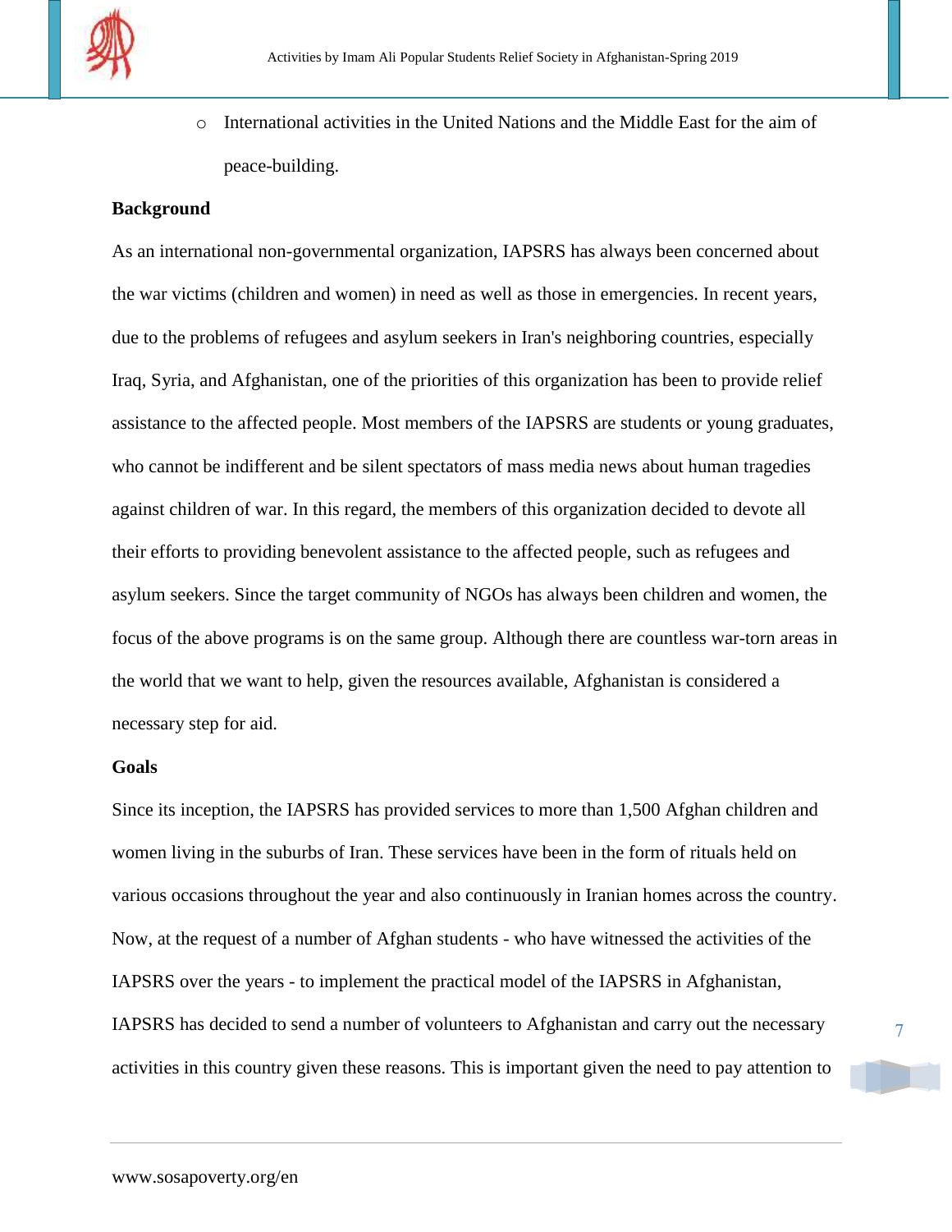- International activities in the United Nations and the Middle East for the aim of peace-building.

**Background**

As an international non-governmental organization, IAPSRS has always been concerned about the war victims (children and women) in need as well as those in emergencies. In recent years, due to the problems of refugees and asylum seekers in Iran's neighboring countries, especially Iraq, Syria, and Afghanistan, one of the priorities of this organization has been to provide relief assistance to the affected people. Most members of the IAPSRS are students or young graduates, who cannot be indifferent and be silent spectators of mass media news about human tragedies against children of war. In this regard, the members of this organization decided to devote all their efforts to providing benevolent assistance to the affected people, such as refugees and asylum seekers. Since the target community of NGOs has always been children and women, the focus of the above programs is on the same group. Although there are countless war-torn areas in the world that we want to help, given the resources available, Afghanistan is considered a necessary step for aid.

**Goals**

Since its inception, the IAPSRS has provided services to more than 1,500 Afghan children and women living in the suburbs of Iran. These services have been in the form of rituals held on various occasions throughout the year and also continuously in Iranian homes across the country. Now, at the request of a number of Afghan students - who have witnessed the activities of the IAPSRS over the years - to implement the practical model of the IAPSRS in Afghanistan, IAPSRS has decided to send a number of volunteers to Afghanistan and carry out the necessary activities in this country given these reasons. This is important given the need to pay attention to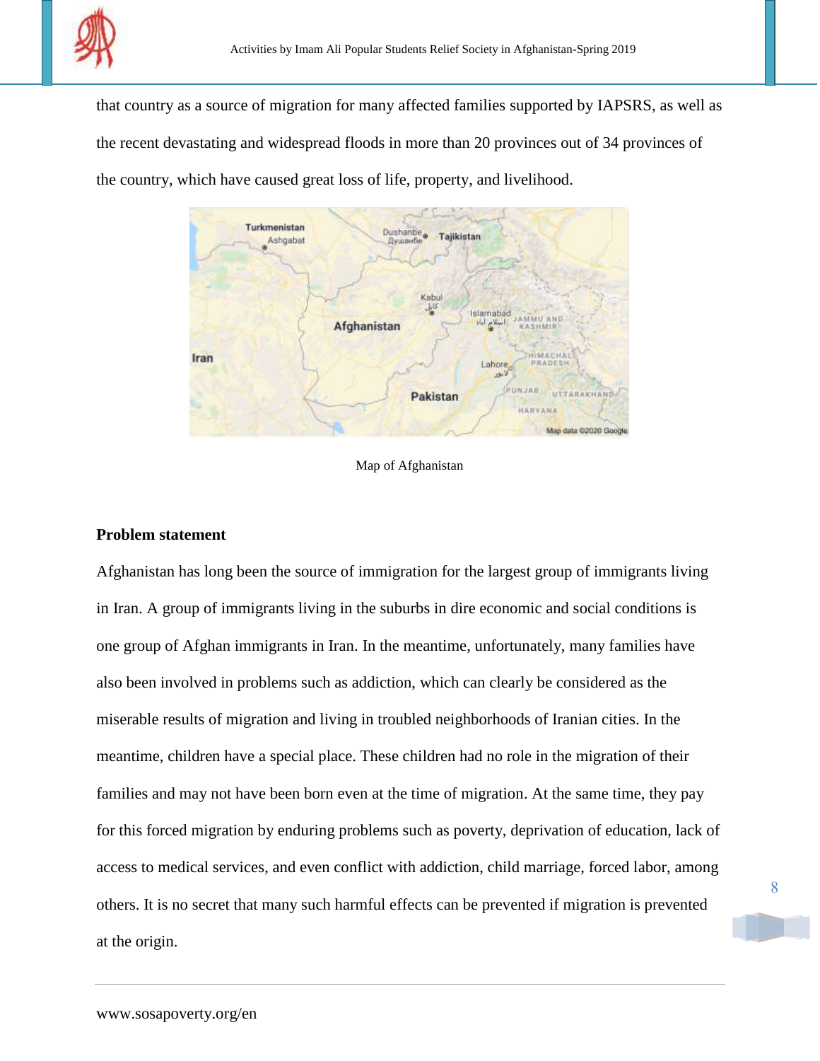that country as a source of migration for many affected families supported by IAPSRS, as well as the recent devastating and widespread floods in more than 20 provinces out of 34 provinces of the country, which have caused great loss of life, property, and livelihood.

Map of Afghanistan

**Problem statement**

Afghanistan has long been the source of immigration for the largest group of immigrants living in Iran. A group of immigrants living in the suburbs in dire economic and social conditions is one group of Afghan immigrants in Iran. In the meantime, unfortunately, many families have also been involved in problems such as addiction, which can clearly be considered as the miserable results of migration and living in troubled neighborhoods of Iranian cities. In the meantime, children have a special place. These children had no role in the migration of their families and may not have been born even at the time of migration. At the same time, they pay for this forced migration by enduring problems such as poverty, deprivation of education, lack of access to medical services, and even conflict with addiction, child marriage, forced labor, among others. It is no secret that many such harmful effects can be prevented if migration is prevented at the origin.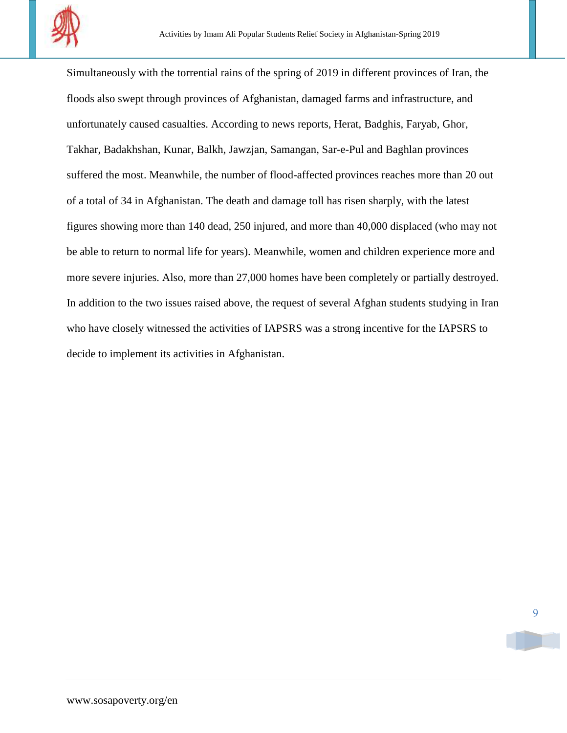Simultaneously with the torrential rains of the spring of 2019 in different provinces of Iran, the floods also swept through provinces of Afghanistan, damaged farms and infrastructure, and unfortunately caused casualties. According to news reports, Herat, Badghis, Faryab, Ghor, Takhar, Badakhshan, Kunar, Balkh, Jawzjan, Samangan, Sar-e-Pul and Baghlan provinces suffered the most. Meanwhile, the number of flood-affected provinces reaches more than 20 out of a total of 34 in Afghanistan. The death and damage toll has risen sharply, with the latest figures showing more than 140 dead, 250 injured, and more than 40,000 displaced (who may not be able to return to normal life for years). Meanwhile, women and children experience more and more severe injuries. Also, more than 27,000 homes have been completely or partially destroyed. In addition to the two issues raised above, the request of several Afghan students studying in Iran who have closely witnessed the activities of IAPSRS was a strong incentive for the IAPSRS to decide to implement its activities in Afghanistan.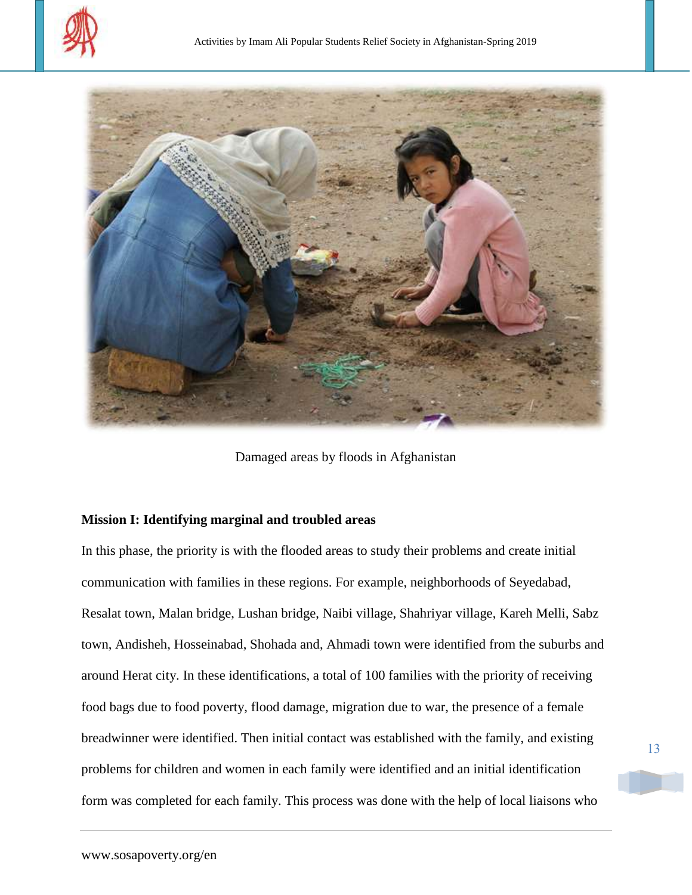Damaged areas by floods in Afghanistan

**Mission I: Identifying marginal and troubled areas**

In this phase, the priority is with the flooded areas to study their problems and create initial communication with families in these regions. For example, neighborhoods of Seyedabad, Resalat town, Malan bridge, Lushan bridge, Naibi village, Shahriyar village, Kareh Melli, Sabz town, Andisheh, Hosseinabad, Shohada and, Ahmadi town were identified from the suburbs and around Herat city. In these identifications, a total of 100 families with the priority of receiving food bags due to food poverty, flood damage, migration due to war, the presence of a female breadwinner were identified. Then initial contact was established with the family, and existing problems for children and women in each family were identified and an initial identification form was completed for each family. This process was done with the help of local liaisons who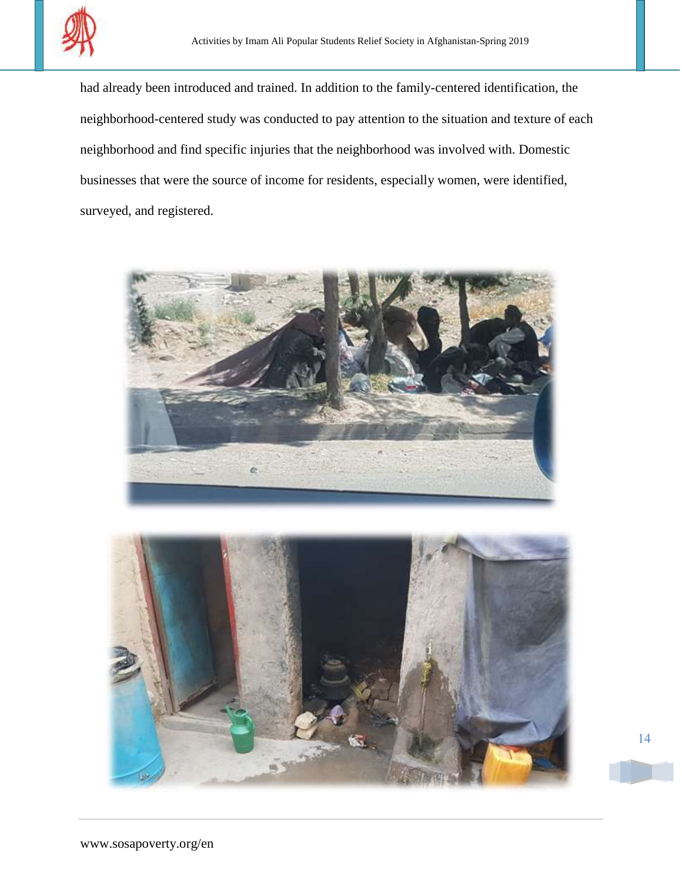had already been introduced and trained. In addition to the family-centered identification, the neighborhood-centered study was conducted to pay attention to the situation and texture of each neighborhood and find specific injuries that the neighborhood was involved with. Domestic businesses that were the source of income for residents, especially women, were identified, surveyed, and registered.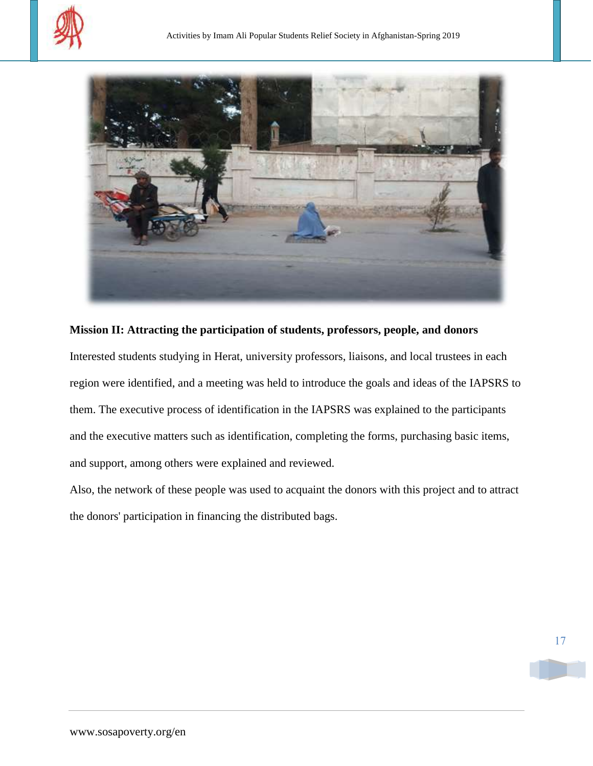**Mission II: Attracting the participation of students, professors, people, and donors**

Interested students studying in Herat, university professors, liaisons, and local trustees in each region were identified, and a meeting was held to introduce the goals and ideas of the IAPSRS to them. The executive process of identification in the IAPSRS was explained to the participants and the executive matters such as identification, completing the forms, purchasing basic items, and support, among others were explained and reviewed.

Also, the network of these people was used to acquaint the donors with this project and to attract the donors' participation in financing the distributed bags.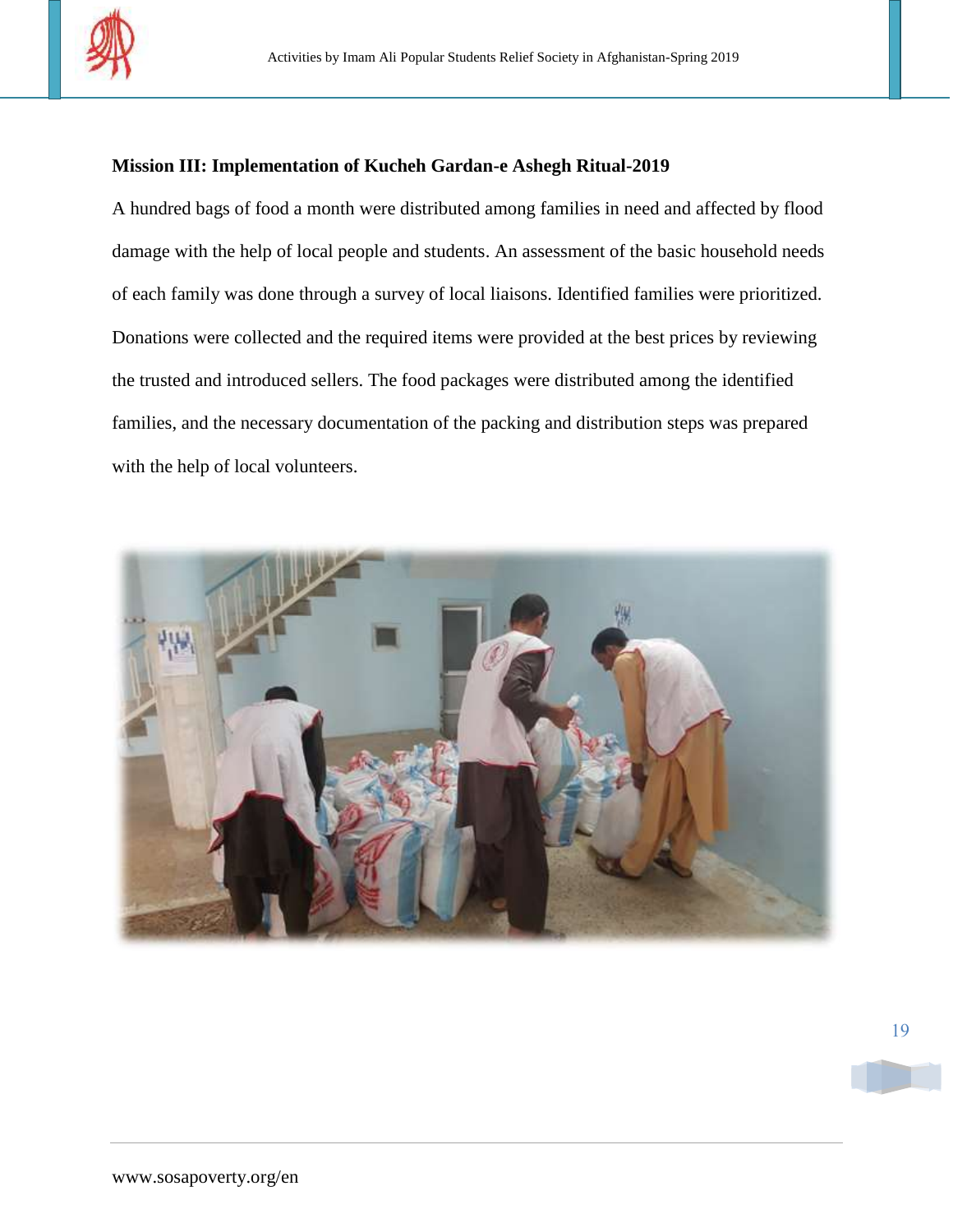**Mission III: Implementation of Kucheh Gardan-e Ashegh Ritual-2019**

A hundred bags of food a month were distributed among families in need and affected by flood damage with the help of local people and students. An assessment of the basic household needs of each family was done through a survey of local liaisons. Identified families were prioritized. Donations were collected and the required items were provided at the best prices by reviewing the trusted and introduced sellers. The food packages were distributed among the identified families, and the necessary documentation of the packing and distribution steps was prepared with the help of local volunteers.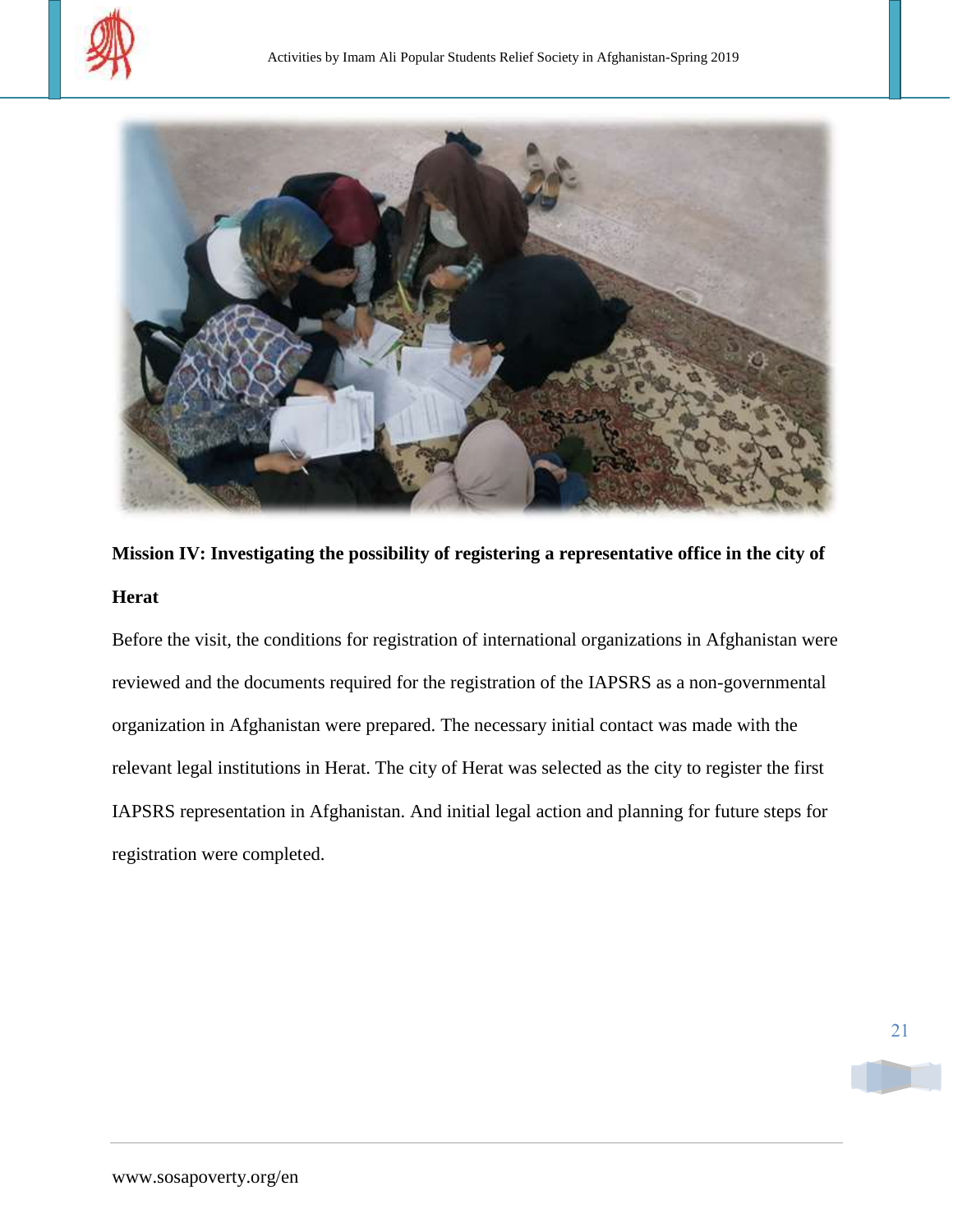**Mission IV: Investigating the possibility of registering a representative office in the city of Herat**

Before the visit, the conditions for registration of international organizations in Afghanistan were reviewed and the documents required for the registration of the IAPSRS as a non-governmental organization in Afghanistan were prepared. The necessary initial contact was made with the relevant legal institutions in Herat. The city of Herat was selected as the city to register the first IAPSRS representation in Afghanistan. And initial legal action and planning for future steps for registration were completed.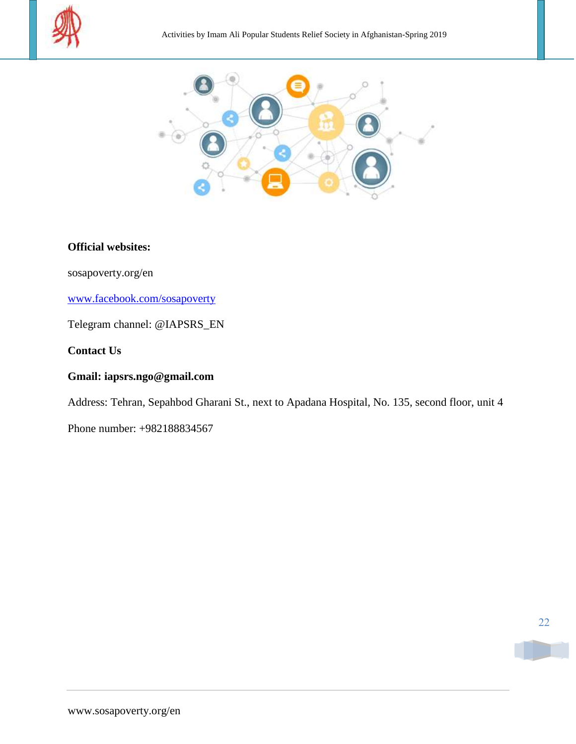**Official websites:**

sosapoverty.org/en

[www.facebook.com/sosapoverty](http://www.facebook.com/sosapoverty)

Telegram channel: @IAPSRS_EN

**Contact Us**

**Gmail: iapsrs.ngo@gmail.com**

Address: Tehran, Sepahbod Gharani St., next to Apadana Hospital, No. 135, second floor, unit 4

Phone number: +982188834567